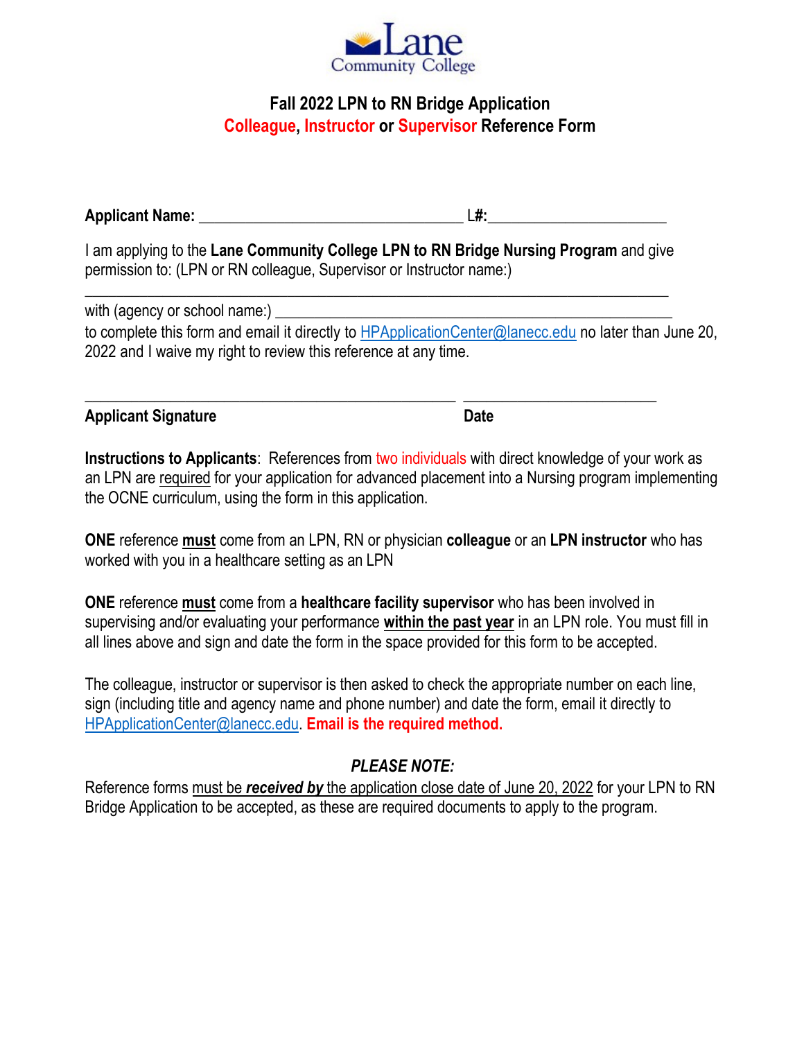Lane Community College

# Fall 2022 LPN to RN Bridge Application
## Colleague, Instructor or Supervisor Reference Form

**Applicant Name:** ________________________________ L#:______________________

I am applying to the **Lane Community College LPN to RN Bridge Nursing Program** and give permission to: (LPN or RN colleague, Supervisor or Instructor name:)
_____________________________________________________________________________

with (agency or school name:) ____________________________________________________
to complete this form and email it directly to HPApplicationCenter@lanecc.edu no later than June 20, 2022 and I waive my right to review this reference at any time.

_____________________________________________ ________________________
**Applicant Signature** **Date**

**Instructions to Applicants**: References from two individuals with direct knowledge of your work as an LPN are required for your application for advanced placement into a Nursing program implementing the OCNE curriculum, using the form in this application.

**ONE** reference **must** come from an LPN, RN or physician **colleague** or an **LPN instructor** who has worked with you in a healthcare setting as an LPN

**ONE** reference **must** come from a **healthcare facility supervisor** who has been involved in supervising and/or evaluating your performance **within the past year** in an LPN role. You must fill in all lines above and sign and date the form in the space provided for this form to be accepted.

The colleague, instructor or supervisor is then asked to check the appropriate number on each line, sign (including title and agency name and phone number) and date the form, email it directly to HPApplicationCenter@lanecc.edu. **Email is the required method.**

***PLEASE NOTE:***

Reference forms must be ***received by*** the application close date of June 20, 2022 for your LPN to RN Bridge Application to be accepted, as these are required documents to apply to the program.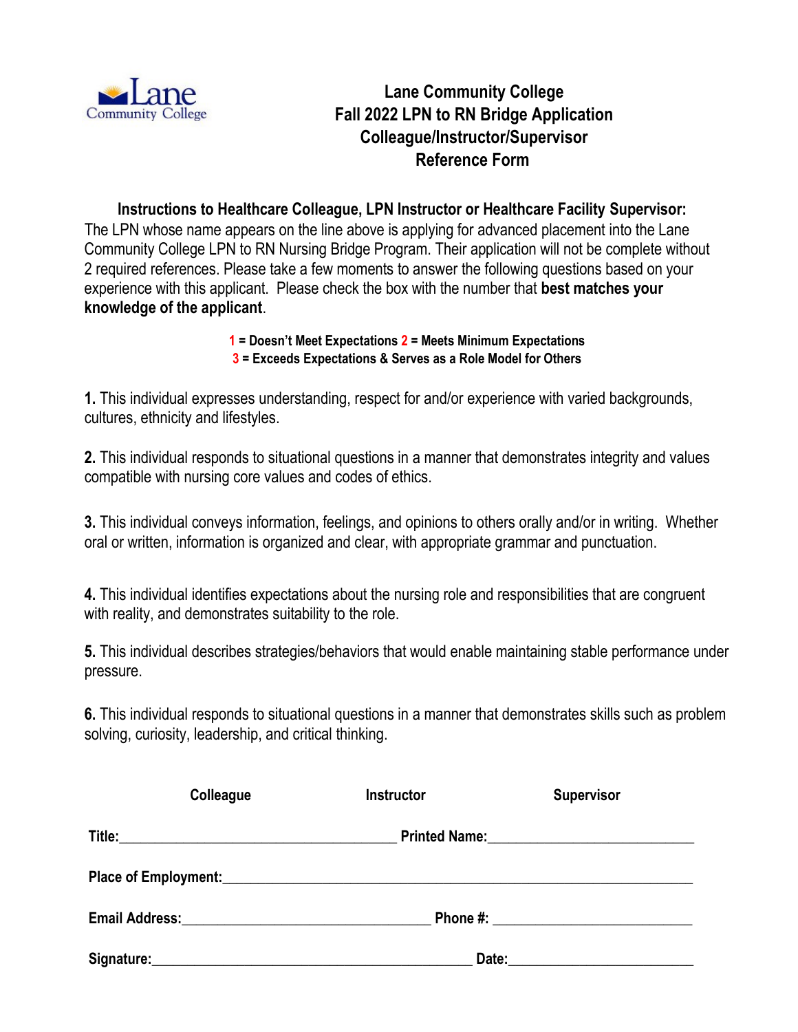Lane Community College

# Lane Community College Fall 2022 LPN to RN Bridge Application Colleague/Instructor/Supervisor Reference Form

**Instructions to Healthcare Colleague, LPN Instructor or Healthcare Facility Supervisor:**

The LPN whose name appears on the line above is applying for advanced placement into the Lane Community College LPN to RN Nursing Bridge Program. Their application will not be complete without 2 required references. Please take a few moments to answer the following questions based on your experience with this applicant. Please check the box with the number that **best matches your knowledge of the applicant**.

**1 = Doesn't Meet Expectations 2 = Meets Minimum Expectations**
**3 = Exceeds Expectations & Serves as a Role Model for Others**

**1.** This individual expresses understanding, respect for and/or experience with varied backgrounds, cultures, ethnicity and lifestyles.

**2.** This individual responds to situational questions in a manner that demonstrates integrity and values compatible with nursing core values and codes of ethics.

**3.** This individual conveys information, feelings, and opinions to others orally and/or in writing. Whether oral or written, information is organized and clear, with appropriate grammar and punctuation.

**4.** This individual identifies expectations about the nursing role and responsibilities that are congruent with reality, and demonstrates suitability to the role.

**5.** This individual describes strategies/behaviors that would enable maintaining stable performance under pressure.

**6.** This individual responds to situational questions in a manner that demonstrates skills such as problem solving, curiosity, leadership, and critical thinking.

**Colleague** **Instructor** **Supervisor**

**Title:**\_\_\_\_\_\_\_\_\_\_\_\_\_\_\_\_\_\_\_\_\_\_\_\_\_\_\_\_\_\_\_\_\_\_\_\_ **Printed Name:**\_\_\_\_\_\_\_\_\_\_\_\_\_\_\_\_\_\_\_\_\_\_\_\_\_\_\_\_

**Place of Employment:**\_\_\_\_\_\_\_\_\_\_\_\_\_\_\_\_\_\_\_\_\_\_\_\_\_\_\_\_\_\_\_\_\_\_\_\_\_\_\_\_\_\_\_\_\_\_\_\_\_\_\_\_\_\_\_\_\_\_

**Email Address:**\_\_\_\_\_\_\_\_\_\_\_\_\_\_\_\_\_\_\_\_\_\_\_\_\_\_\_\_\_\_\_\_ **Phone #:** \_\_\_\_\_\_\_\_\_\_\_\_\_\_\_\_\_\_\_\_\_\_\_\_\_\_

**Signature:**\_\_\_\_\_\_\_\_\_\_\_\_\_\_\_\_\_\_\_\_\_\_\_\_\_\_\_\_\_\_\_\_\_\_\_\_\_\_\_\_\_\_ **Date:**\_\_\_\_\_\_\_\_\_\_\_\_\_\_\_\_\_\_\_\_\_\_\_\_\_